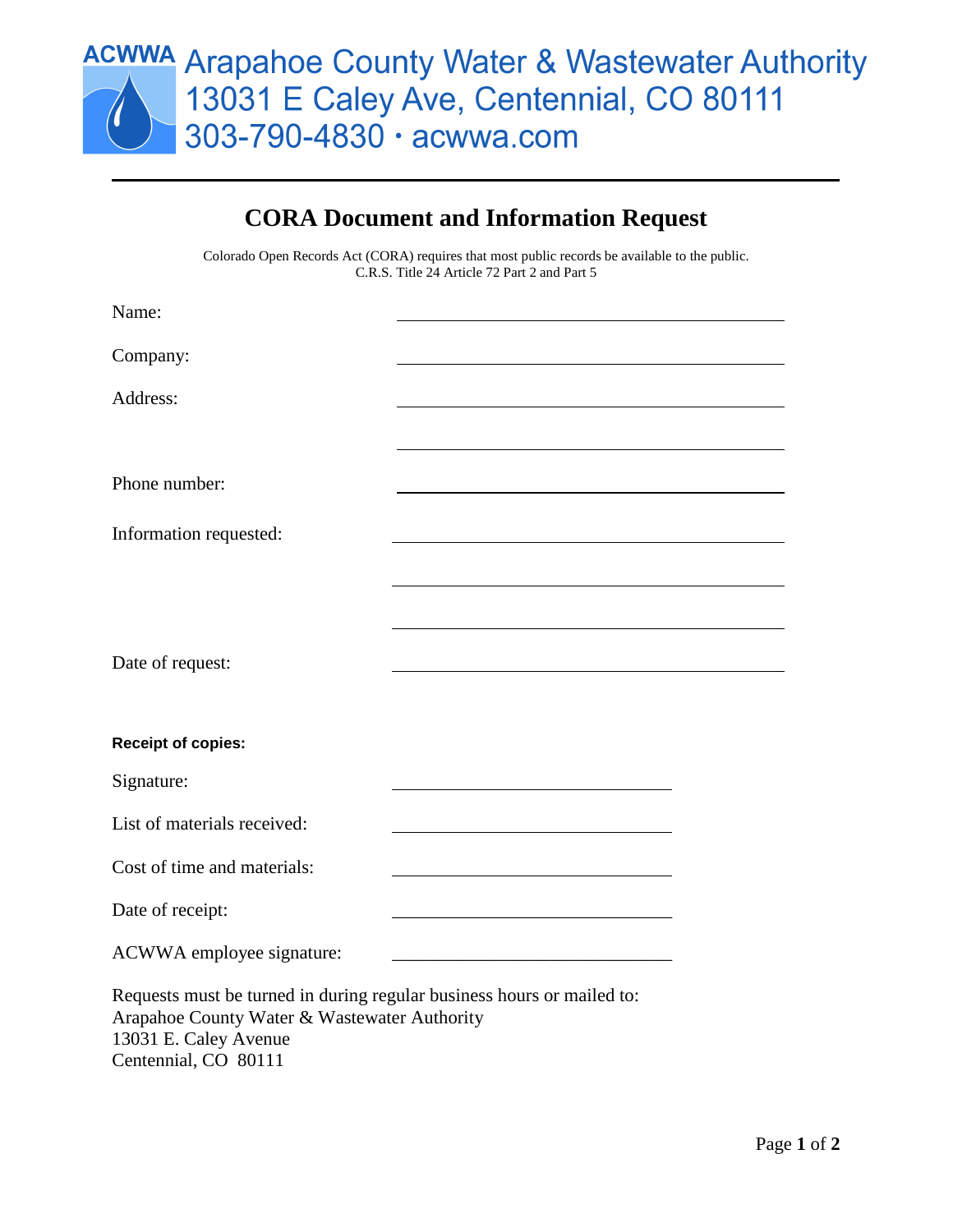ACWWA Arapahoe County Water & Wastewater Authority
13031 E Caley Ave, Centennial, CO 80111
303-790-4830 · acwwa.com

---

# CORA Document and Information Request

Colorado Open Records Act (CORA) requires that most public records be available to the public.
C.R.S. Title 24 Article 72 Part 2 and Part 5

Name: ______________________________

Company: ______________________________

Address: ______________________________

______________________________

Phone number: ______________________________

Information requested: ______________________________

______________________________

______________________________

Date of request: ______________________________

**Receipt of copies:**

Signature: ______________________________

List of materials received: ______________________________

Cost of time and materials: ______________________________

Date of receipt: ______________________________

ACWWA employee signature: ______________________________

Requests must be turned in during regular business hours or mailed to:
Arapahoe County Water & Wastewater Authority
13031 E. Caley Avenue
Centennial, CO 80111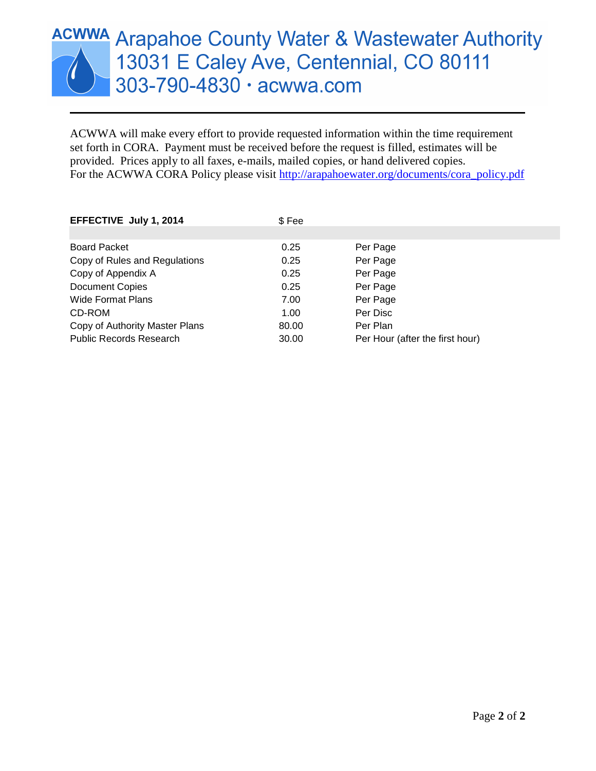ACWWA Arapahoe County Water & Wastewater Authority
13031 E Caley Ave, Centennial, CO 80111
303-790-4830 · acwwa.com

---

ACWWA will make every effort to provide requested information within the time requirement set forth in CORA. Payment must be received before the request is filled, estimates will be provided. Prices apply to all faxes, e-mails, mailed copies, or hand delivered copies.
For the ACWWA CORA Policy please visit http://arapahoewater.org/documents/cora_policy.pdf

| **EFFECTIVE July 1, 2014** | $ Fee | |
|---|---|---|
| Board Packet | 0.25 | Per Page |
| Copy of Rules and Regulations | 0.25 | Per Page |
| Copy of Appendix A | 0.25 | Per Page |
| Document Copies | 0.25 | Per Page |
| Wide Format Plans | 7.00 | Per Page |
| CD-ROM | 1.00 | Per Disc |
| Copy of Authority Master Plans | 80.00 | Per Plan |
| Public Records Research | 30.00 | Per Hour (after the first hour) |